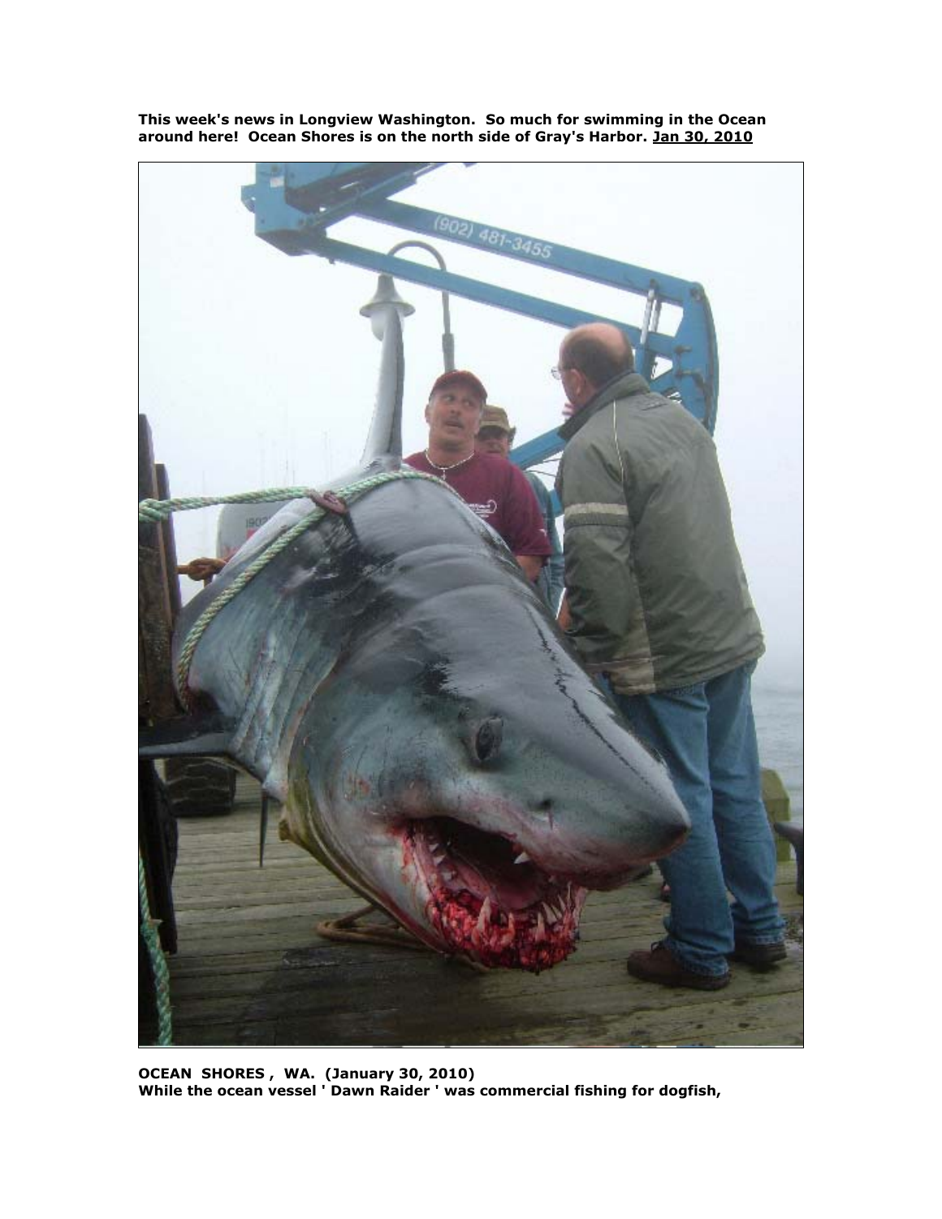**This week's news in Longview Washington. So much for swimming in the Ocean around here! Ocean Shores is on the north side of Gray's Harbor. Jan 30, 2010**

**OCEAN SHORES , WA. (January 30, 2010)**
**While the ocean vessel ' Dawn Raider ' was commercial fishing for dogfish,**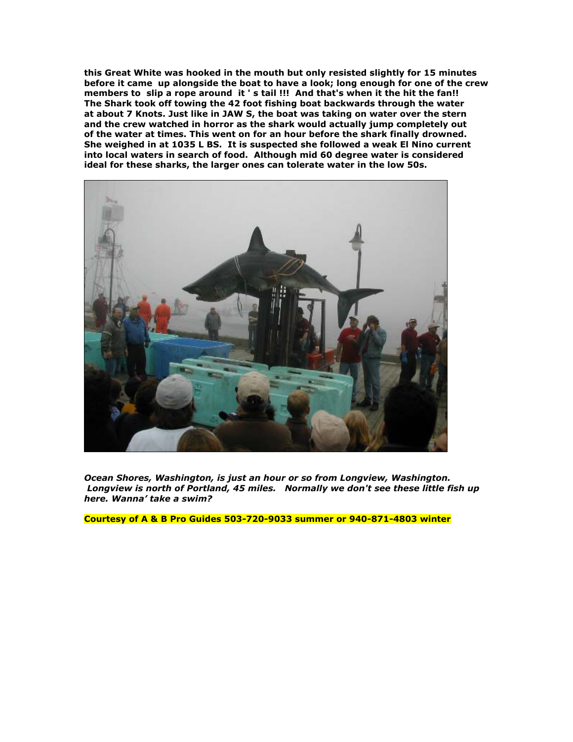**this Great White was hooked in the mouth but only resisted slightly for 15 minutes before it came up alongside the boat to have a look; long enough for one of the crew members to slip a rope around it ' s tail !!! And that's when it the hit the fan!! The Shark took off towing the 42 foot fishing boat backwards through the water at about 7 Knots. Just like in JAW S, the boat was taking on water over the stern and the crew watched in horror as the shark would actually jump completely out of the water at times. This went on for an hour before the shark finally drowned. She weighed in at 1035 L BS. It is suspected she followed a weak El Nino current into local waters in search of food. Although mid 60 degree water is considered ideal for these sharks, the larger ones can tolerate water in the low 50s.**

***Ocean Shores, Washington, is just an hour or so from Longview, Washington. Longview is north of Portland, 45 miles. Normally we don't see these little fish up here. Wanna' take a swim?***

**Courtesy of A & B Pro Guides 503-720-9033 summer or 940-871-4803 winter**